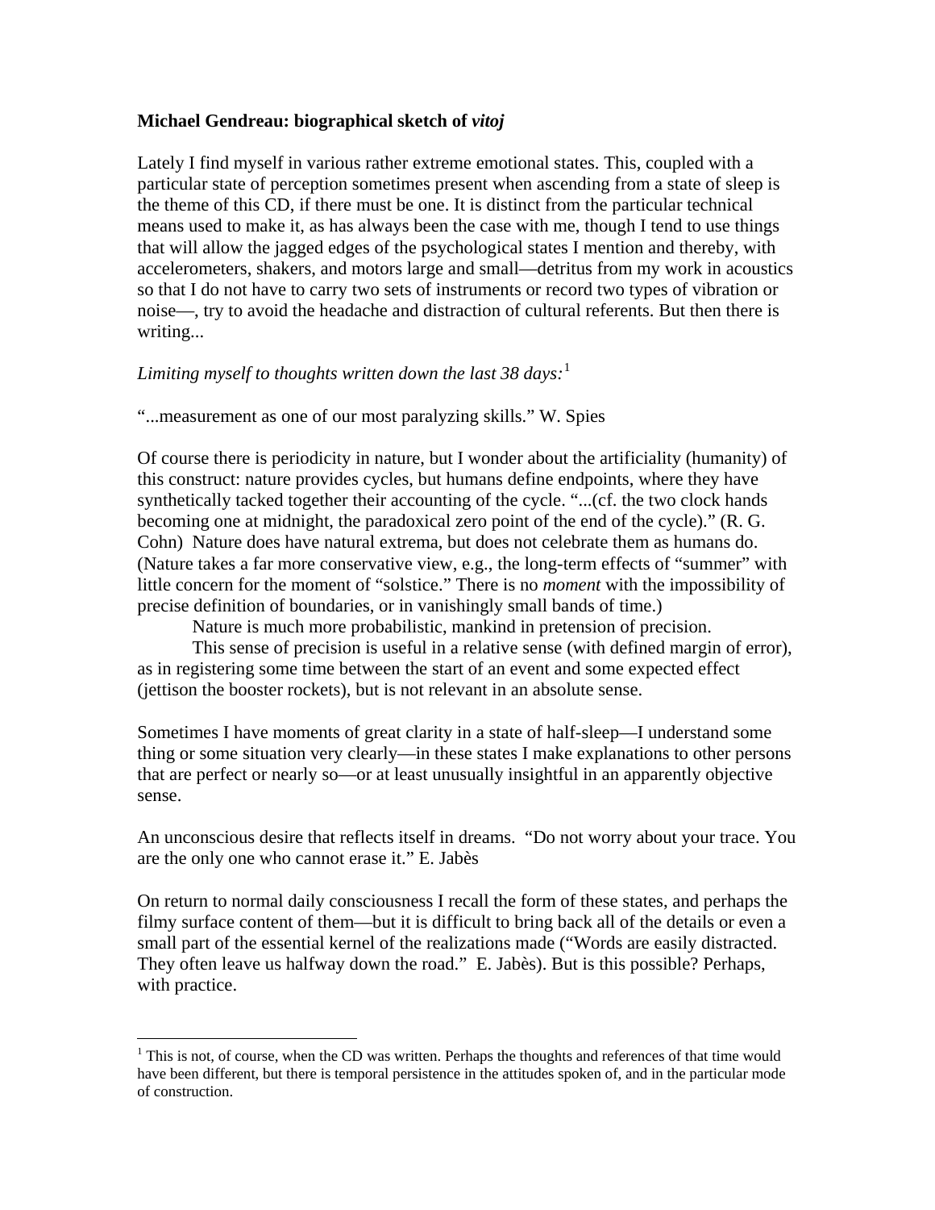**Michael Gendreau: biographical sketch of *vitoj***

Lately I find myself in various rather extreme emotional states. This, coupled with a particular state of perception sometimes present when ascending from a state of sleep is the theme of this CD, if there must be one. It is distinct from the particular technical means used to make it, as has always been the case with me, though I tend to use things that will allow the jagged edges of the psychological states I mention and thereby, with accelerometers, shakers, and motors large and small—detritus from my work in acoustics so that I do not have to carry two sets of instruments or record two types of vibration or noise—, try to avoid the headache and distraction of cultural referents. But then there is writing...

*Limiting myself to thoughts written down the last 38 days:*[1]

"...measurement as one of our most paralyzing skills." W. Spies

Of course there is periodicity in nature, but I wonder about the artificiality (humanity) of this construct: nature provides cycles, but humans define endpoints, where they have synthetically tacked together their accounting of the cycle. "...(cf. the two clock hands becoming one at midnight, the paradoxical zero point of the end of the cycle)." (R. G. Cohn) Nature does have natural extrema, but does not celebrate them as humans do. (Nature takes a far more conservative view, e.g., the long-term effects of "summer" with little concern for the moment of "solstice." There is no *moment* with the impossibility of precise definition of boundaries, or in vanishingly small bands of time.)

Nature is much more probabilistic, mankind in pretension of precision.

This sense of precision is useful in a relative sense (with defined margin of error), as in registering some time between the start of an event and some expected effect (jettison the booster rockets), but is not relevant in an absolute sense.

Sometimes I have moments of great clarity in a state of half-sleep—I understand some thing or some situation very clearly—in these states I make explanations to other persons that are perfect or nearly so—or at least unusually insightful in an apparently objective sense.

An unconscious desire that reflects itself in dreams. "Do not worry about your trace. You are the only one who cannot erase it." E. Jabès

On return to normal daily consciousness I recall the form of these states, and perhaps the filmy surface content of them—but it is difficult to bring back all of the details or even a small part of the essential kernel of the realizations made ("Words are easily distracted. They often leave us halfway down the road." E. Jabès). But is this possible? Perhaps, with practice.

---

[1] This is not, of course, when the CD was written. Perhaps the thoughts and references of that time would have been different, but there is temporal persistence in the attitudes spoken of, and in the particular mode of construction.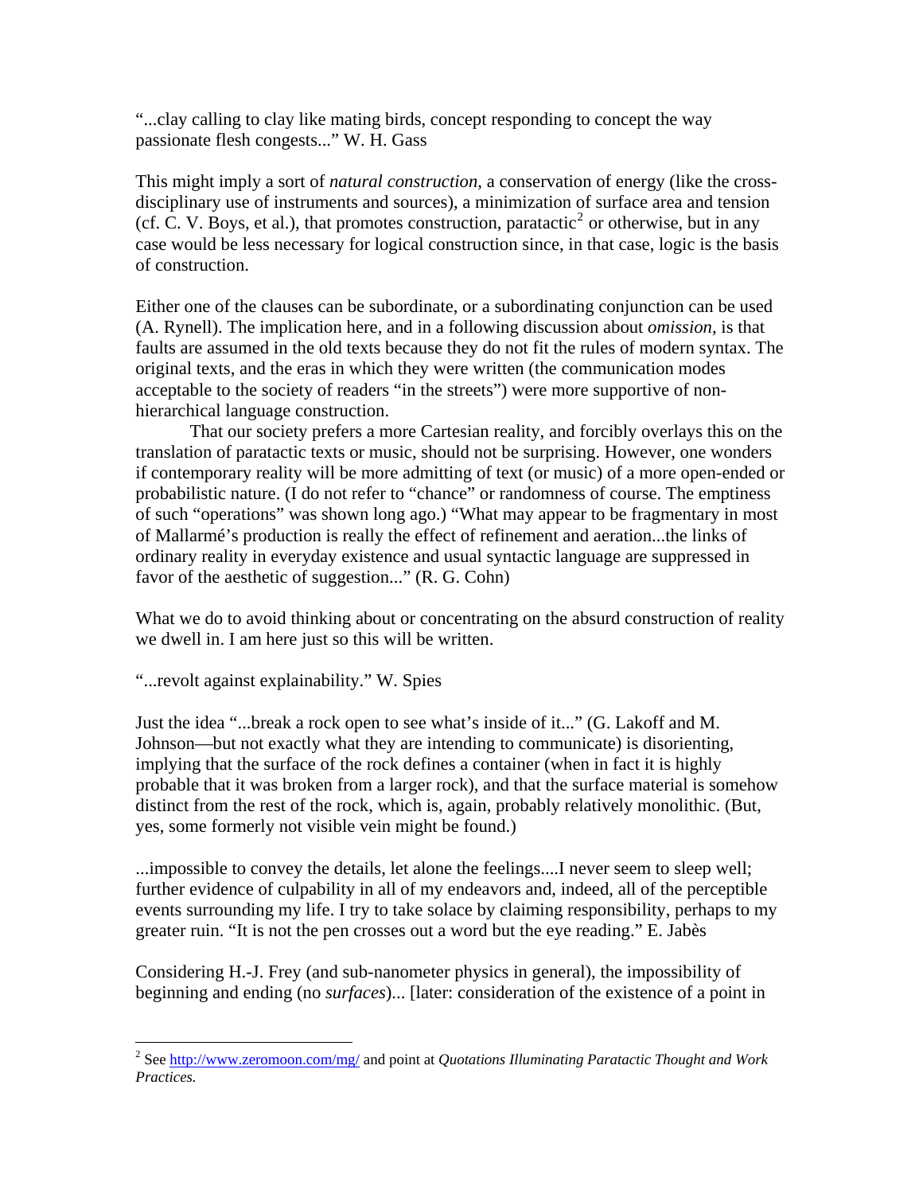"...clay calling to clay like mating birds, concept responding to concept the way passionate flesh congests..." W. H. Gass

This might imply a sort of *natural construction*, a conservation of energy (like the cross-disciplinary use of instruments and sources), a minimization of surface area and tension (cf. C. V. Boys, et al.), that promotes construction, paratactic[2] or otherwise, but in any case would be less necessary for logical construction since, in that case, logic is the basis of construction.

Either one of the clauses can be subordinate, or a subordinating conjunction can be used (A. Rynell). The implication here, and in a following discussion about *omission*, is that faults are assumed in the old texts because they do not fit the rules of modern syntax. The original texts, and the eras in which they were written (the communication modes acceptable to the society of readers "in the streets") were more supportive of non-hierarchical language construction.

That our society prefers a more Cartesian reality, and forcibly overlays this on the translation of paratactic texts or music, should not be surprising. However, one wonders if contemporary reality will be more admitting of text (or music) of a more open-ended or probabilistic nature. (I do not refer to "chance" or randomness of course. The emptiness of such "operations" was shown long ago.) "What may appear to be fragmentary in most of Mallarmé's production is really the effect of refinement and aeration...the links of ordinary reality in everyday existence and usual syntactic language are suppressed in favor of the aesthetic of suggestion..." (R. G. Cohn)

What we do to avoid thinking about or concentrating on the absurd construction of reality we dwell in. I am here just so this will be written.

"...revolt against explainability." W. Spies

Just the idea "...break a rock open to see what's inside of it..." (G. Lakoff and M. Johnson—but not exactly what they are intending to communicate) is disorienting, implying that the surface of the rock defines a container (when in fact it is highly probable that it was broken from a larger rock), and that the surface material is somehow distinct from the rest of the rock, which is, again, probably relatively monolithic. (But, yes, some formerly not visible vein might be found.)

...impossible to convey the details, let alone the feelings....I never seem to sleep well; further evidence of culpability in all of my endeavors and, indeed, all of the perceptible events surrounding my life. I try to take solace by claiming responsibility, perhaps to my greater ruin. "It is not the pen crosses out a word but the eye reading." E. Jabès

Considering H.-J. Frey (and sub-nanometer physics in general), the impossibility of beginning and ending (no *surfaces*)... [later: consideration of the existence of a point in

---

[2] See http://www.zeromoon.com/mg/ and point at *Quotations Illuminating Paratactic Thought and Work Practices.*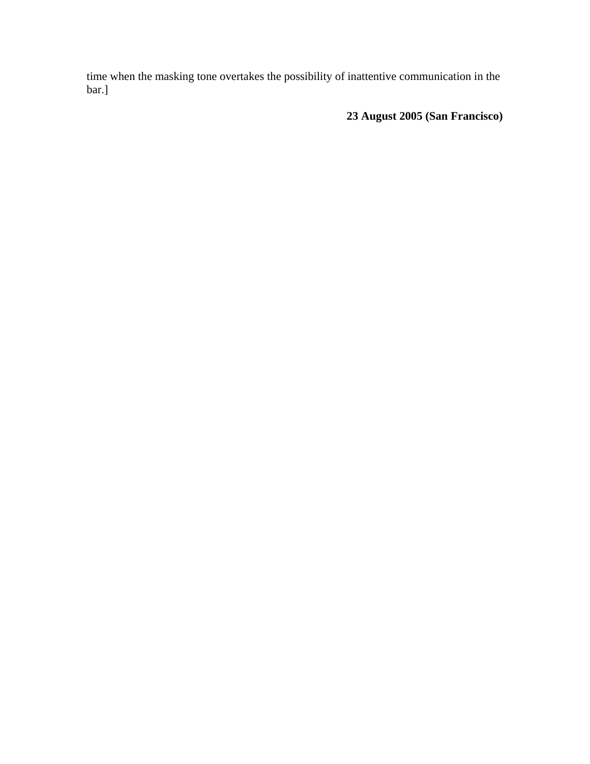time when the masking tone overtakes the possibility of inattentive communication in the bar.]

**23 August 2005 (San Francisco)**